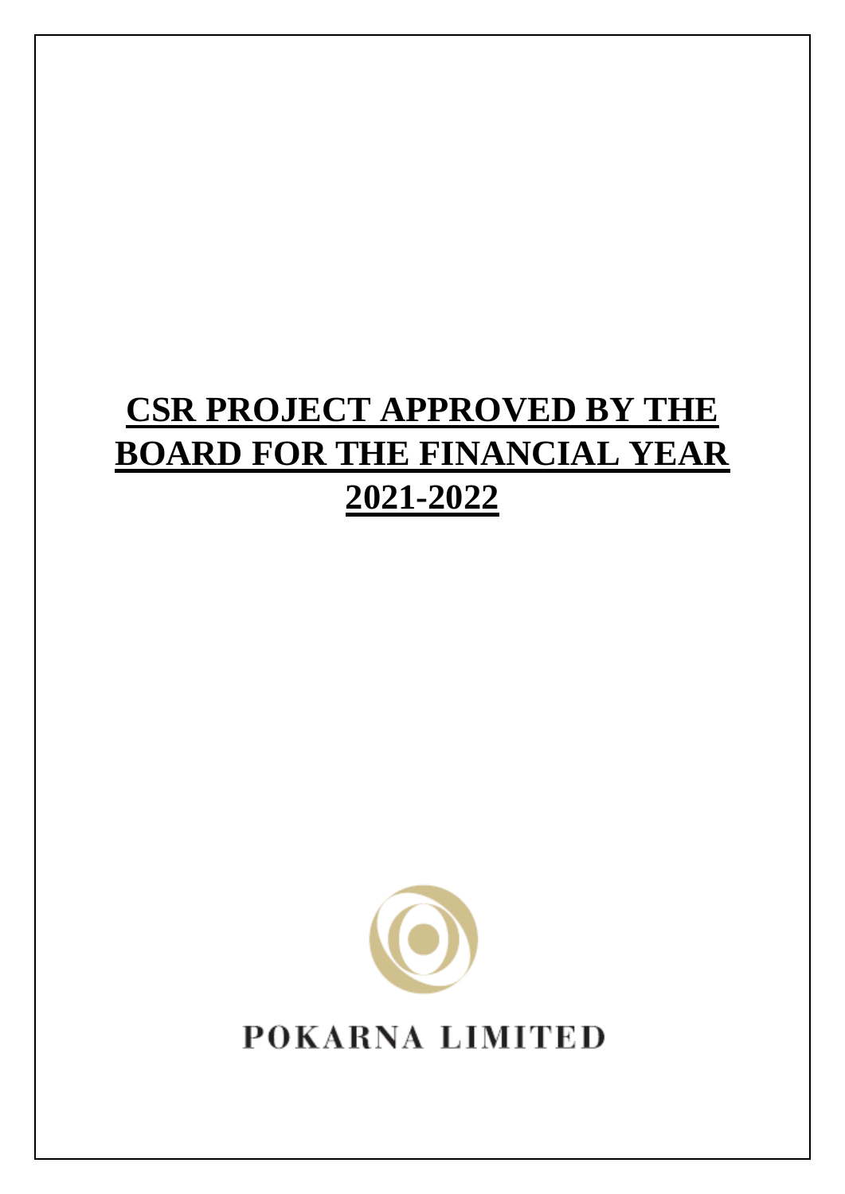# CSR PROJECT APPROVED BY THE BOARD FOR THE FINANCIAL YEAR 2021-2022

POKARNA LIMITED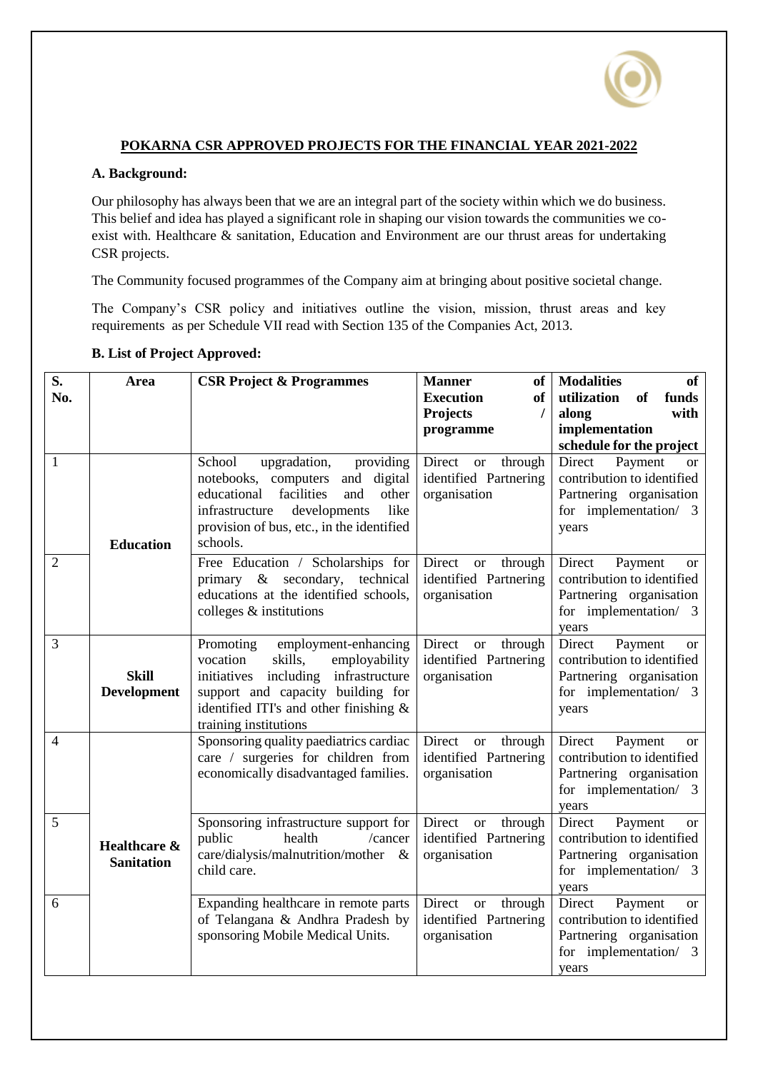## POKARNA CSR APPROVED PROJECTS FOR THE FINANCIAL YEAR 2021-2022

### A. Background:

Our philosophy has always been that we are an integral part of the society within which we do business. This belief and idea has played a significant role in shaping our vision towards the communities we co-exist with. Healthcare & sanitation, Education and Environment are our thrust areas for undertaking CSR projects.

The Community focused programmes of the Company aim at bringing about positive societal change.

The Company's CSR policy and initiatives outline the vision, mission, thrust areas and key requirements as per Schedule VII read with Section 135 of the Companies Act, 2013.

### B. List of Project Approved:

| S. No. | Area | CSR Project & Programmes | Manner of Execution of Projects / programme | Modalities of utilization of funds along with implementation schedule for the project |
|---|---|---|---|---|
| 1 | Education | School upgradation, providing notebooks, computers and digital educational facilities and other infrastructure developments like provision of bus, etc., in the identified schools. | Direct or through identified Partnering organisation | Direct Payment or contribution to identified Partnering organisation for implementation/ 3 years |
| 2 | | Free Education / Scholarships for primary & secondary, technical educations at the identified schools, colleges & institutions | Direct or through identified Partnering organisation | Direct Payment or contribution to identified Partnering organisation for implementation/ 3 years |
| 3 | Skill Development | Promoting employment-enhancing vocation skills, employability initiatives including infrastructure support and capacity building for identified ITI's and other finishing & training institutions | Direct or through identified Partnering organisation | Direct Payment or contribution to identified Partnering organisation for implementation/ 3 years |
| 4 | Healthcare & Sanitation | Sponsoring quality paediatrics cardiac care / surgeries for children from economically disadvantaged families. | Direct or through identified Partnering organisation | Direct Payment or contribution to identified Partnering organisation for implementation/ 3 years |
| 5 | | Sponsoring infrastructure support for public health /cancer care/dialysis/malnutrition/mother & child care. | Direct or through identified Partnering organisation | Direct Payment or contribution to identified Partnering organisation for implementation/ 3 years |
| 6 | | Expanding healthcare in remote parts of Telangana & Andhra Pradesh by sponsoring Mobile Medical Units. | Direct or through identified Partnering organisation | Direct Payment or contribution to identified Partnering organisation for implementation/ 3 years |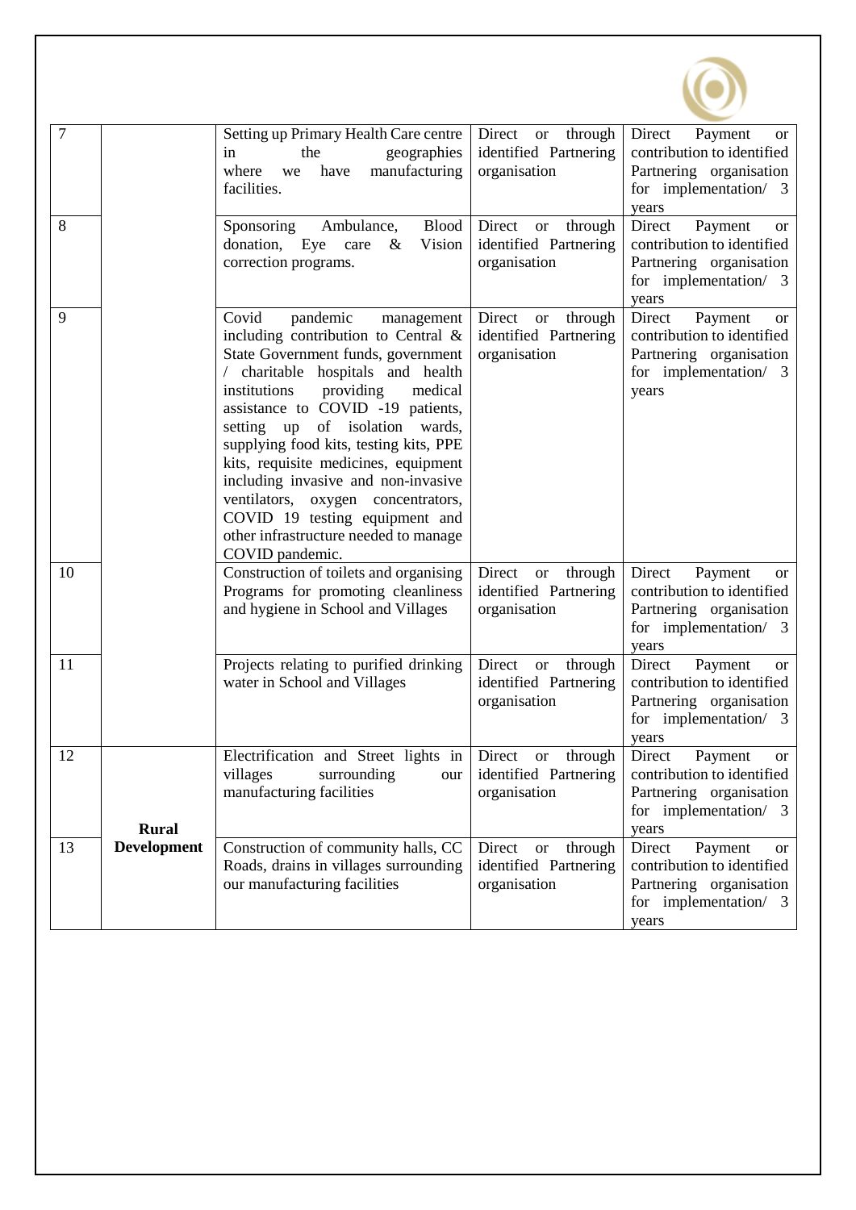| | | | | |
|---|---|---|---|---|
| 7 | | Setting up Primary Health Care centre in the geographies where we have manufacturing facilities. | Direct or through identified Partnering organisation | Direct Payment or contribution to identified Partnering organisation for implementation/ 3 years |
| 8 | | Sponsoring Ambulance, Blood donation, Eye care & Vision correction programs. | Direct or through identified Partnering organisation | Direct Payment or contribution to identified Partnering organisation for implementation/ 3 years |
| 9 | | Covid pandemic management including contribution to Central & State Government funds, government / charitable hospitals and health institutions providing medical assistance to COVID -19 patients, setting up of isolation wards, supplying food kits, testing kits, PPE kits, requisite medicines, equipment including invasive and non-invasive ventilators, oxygen concentrators, COVID 19 testing equipment and other infrastructure needed to manage COVID pandemic. | Direct or through identified Partnering organisation | Direct Payment or contribution to identified Partnering organisation for implementation/ 3 years |
| 10 | | Construction of toilets and organising Programs for promoting cleanliness and hygiene in School and Villages | Direct or through identified Partnering organisation | Direct Payment or contribution to identified Partnering organisation for implementation/ 3 years |
| 11 | | Projects relating to purified drinking water in School and Villages | Direct or through identified Partnering organisation | Direct Payment or contribution to identified Partnering organisation for implementation/ 3 years |
| 12 | **Rural Development** | Electrification and Street lights in villages surrounding our manufacturing facilities | Direct or through identified Partnering organisation | Direct Payment or contribution to identified Partnering organisation for implementation/ 3 years |
| 13 | | Construction of community halls, CC Roads, drains in villages surrounding our manufacturing facilities | Direct or through identified Partnering organisation | Direct Payment or contribution to identified Partnering organisation for implementation/ 3 years |